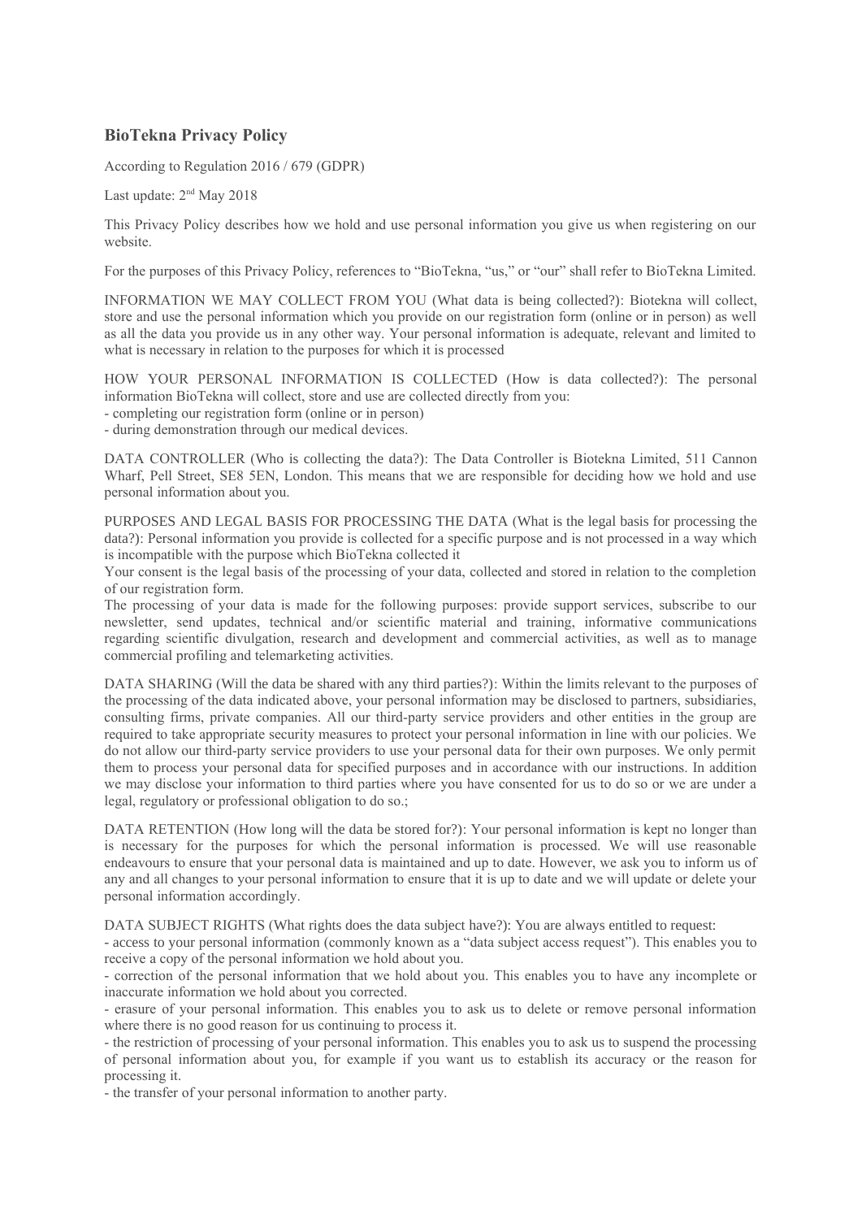# BioTekna Privacy Policy

According to Regulation 2016 / 679 (GDPR)

Last update: 2nd May 2018

This Privacy Policy describes how we hold and use personal information you give us when registering on our website.

For the purposes of this Privacy Policy, references to "BioTekna, "us," or "our" shall refer to BioTekna Limited.

INFORMATION WE MAY COLLECT FROM YOU (What data is being collected?): Biotekna will collect, store and use the personal information which you provide on our registration form (online or in person) as well as all the data you provide us in any other way. Your personal information is adequate, relevant and limited to what is necessary in relation to the purposes for which it is processed

HOW YOUR PERSONAL INFORMATION IS COLLECTED (How is data collected?): The personal information BioTekna will collect, store and use are collected directly from you:

- completing our registration form (online or in person)
- during demonstration through our medical devices.

DATA CONTROLLER (Who is collecting the data?): The Data Controller is Biotekna Limited, 511 Cannon Wharf, Pell Street, SE8 5EN, London. This means that we are responsible for deciding how we hold and use personal information about you.

PURPOSES AND LEGAL BASIS FOR PROCESSING THE DATA (What is the legal basis for processing the data?): Personal information you provide is collected for a specific purpose and is not processed in a way which is incompatible with the purpose which BioTekna collected it

Your consent is the legal basis of the processing of your data, collected and stored in relation to the completion of our registration form.

The processing of your data is made for the following purposes: provide support services, subscribe to our newsletter, send updates, technical and/or scientific material and training, informative communications regarding scientific divulgation, research and development and commercial activities, as well as to manage commercial profiling and telemarketing activities.

DATA SHARING (Will the data be shared with any third parties?): Within the limits relevant to the purposes of the processing of the data indicated above, your personal information may be disclosed to partners, subsidiaries, consulting firms, private companies. All our third-party service providers and other entities in the group are required to take appropriate security measures to protect your personal information in line with our policies. We do not allow our third-party service providers to use your personal data for their own purposes. We only permit them to process your personal data for specified purposes and in accordance with our instructions. In addition we may disclose your information to third parties where you have consented for us to do so or we are under a legal, regulatory or professional obligation to do so.;

DATA RETENTION (How long will the data be stored for?): Your personal information is kept no longer than is necessary for the purposes for which the personal information is processed. We will use reasonable endeavours to ensure that your personal data is maintained and up to date. However, we ask you to inform us of any and all changes to your personal information to ensure that it is up to date and we will update or delete your personal information accordingly.

DATA SUBJECT RIGHTS (What rights does the data subject have?): You are always entitled to request:

- access to your personal information (commonly known as a "data subject access request"). This enables you to receive a copy of the personal information we hold about you.
- correction of the personal information that we hold about you. This enables you to have any incomplete or inaccurate information we hold about you corrected.
- erasure of your personal information. This enables you to ask us to delete or remove personal information where there is no good reason for us continuing to process it.
- the restriction of processing of your personal information. This enables you to ask us to suspend the processing of personal information about you, for example if you want us to establish its accuracy or the reason for processing it.
- the transfer of your personal information to another party.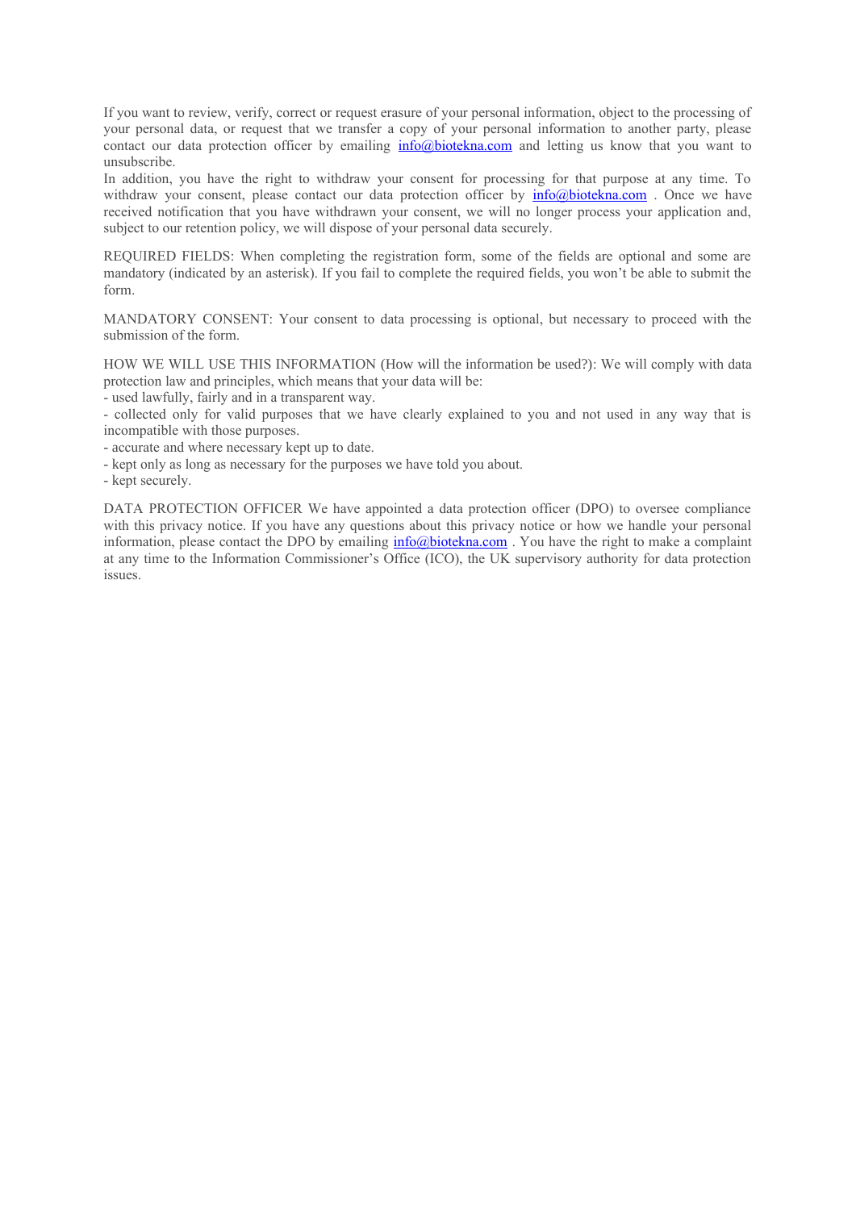If you want to review, verify, correct or request erasure of your personal information, object to the processing of your personal data, or request that we transfer a copy of your personal information to another party, please contact our data protection officer by emailing info@biotekna.com and letting us know that you want to unsubscribe.
In addition, you have the right to withdraw your consent for processing for that purpose at any time. To withdraw your consent, please contact our data protection officer by info@biotekna.com . Once we have received notification that you have withdrawn your consent, we will no longer process your application and, subject to our retention policy, we will dispose of your personal data securely.

REQUIRED FIELDS: When completing the registration form, some of the fields are optional and some are mandatory (indicated by an asterisk). If you fail to complete the required fields, you won't be able to submit the form.

MANDATORY CONSENT: Your consent to data processing is optional, but necessary to proceed with the submission of the form.

HOW WE WILL USE THIS INFORMATION (How will the information be used?): We will comply with data protection law and principles, which means that your data will be:
- used lawfully, fairly and in a transparent way.
- collected only for valid purposes that we have clearly explained to you and not used in any way that is incompatible with those purposes.
- accurate and where necessary kept up to date.
- kept only as long as necessary for the purposes we have told you about.
- kept securely.

DATA PROTECTION OFFICER We have appointed a data protection officer (DPO) to oversee compliance with this privacy notice. If you have any questions about this privacy notice or how we handle your personal information, please contact the DPO by emailing info@biotekna.com . You have the right to make a complaint at any time to the Information Commissioner's Office (ICO), the UK supervisory authority for data protection issues.